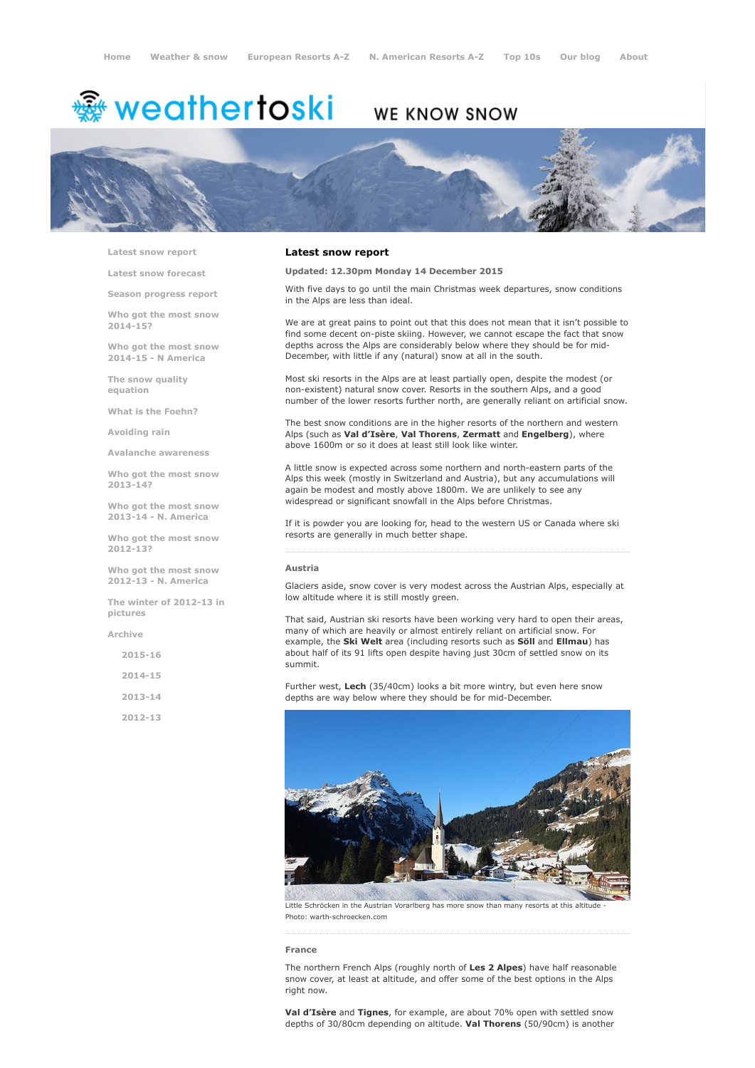Home Weather & snow European Resorts A-Z N. American Resorts A-Z Top 10s Our blog About

weathertoski WE KNOW SNOW

- Latest snow report
- Latest snow forecast
- Season progress report
- Who got the most snow 2014-15?
- Who got the most snow 2014-15 - N America
- The snow quality equation
- What is the Foehn?
- Avoiding rain
- Avalanche awareness
- Who got the most snow 2013-14?
- Who got the most snow 2013-14 - N. America
- Who got the most snow 2012-13?
- Who got the most snow 2012-13 - N. America
- The winter of 2012-13 in pictures
- Archive
  - 2015-16
  - 2014-15
  - 2013-14
  - 2012-13

# Latest snow report

**Updated: 12.30pm Monday 14 December 2015**

With five days to go until the main Christmas week departures, snow conditions in the Alps are less than ideal.

We are at great pains to point out that this does not mean that it isn't possible to find some decent on-piste skiing. However, we cannot escape the fact that snow depths across the Alps are considerably below where they should be for mid-December, with little if any (natural) snow at all in the south.

Most ski resorts in the Alps are at least partially open, despite the modest (or non-existent) natural snow cover. Resorts in the southern Alps, and a good number of the lower resorts further north, are generally reliant on artificial snow.

The best snow conditions are in the higher resorts of the northern and western Alps (such as **Val d'Isère**, **Val Thorens**, **Zermatt** and **Engelberg**), where above 1600m or so it does at least still look like winter.

A little snow is expected across some northern and north-eastern parts of the Alps this week (mostly in Switzerland and Austria), but any accumulations will again be modest and mostly above 1800m. We are unlikely to see any widespread or significant snowfall in the Alps before Christmas.

If it is powder you are looking for, head to the western US or Canada where ski resorts are generally in much better shape.

## Austria

Glaciers aside, snow cover is very modest across the Austrian Alps, especially at low altitude where it is still mostly green.

That said, Austrian ski resorts have been working very hard to open their areas, many of which are heavily or almost entirely reliant on artificial snow. For example, the **Ski Welt** area (including resorts such as **Söll** and **Ellmau**) has about half of its 91 lifts open despite having just 30cm of settled snow on its summit.

Further west, **Lech** (35/40cm) looks a bit more wintry, but even here snow depths are way below where they should be for mid-December.

Little Schröcken in the Austrian Vorarlberg has more snow than many resorts at this altitude - Photo: warth-schroecken.com

## France

The northern French Alps (roughly north of **Les 2 Alpes**) have half reasonable snow cover, at least at altitude, and offer some of the best options in the Alps right now.

**Val d'Isère** and **Tignes**, for example, are about 70% open with settled snow depths of 30/80cm depending on altitude. **Val Thorens** (50/90cm) is another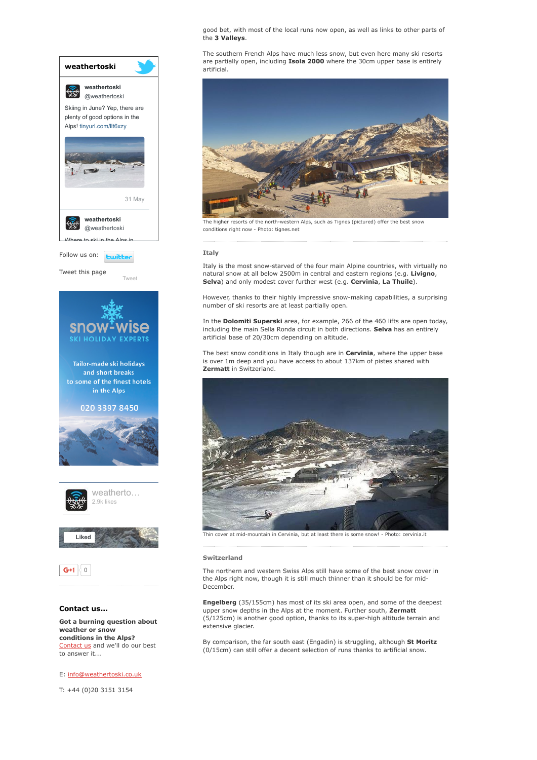good bet, with most of the local runs now open, as well as links to other parts of the **3 Valleys**.

The southern French Alps have much less snow, but even here many ski resorts are partially open, including **Isola 2000** where the 30cm upper base is entirely artificial.

The higher resorts of the north-western Alps, such as Tignes (pictured) offer the best snow conditions right now - Photo: tignes.net

### Italy

Italy is the most snow-starved of the four main Alpine countries, with virtually no natural snow at all below 2500m in central and eastern regions (e.g. **Livigno**, **Selva**) and only modest cover further west (e.g. **Cervinia**, **La Thuile**).

However, thanks to their highly impressive snow-making capabilities, a surprising number of ski resorts are at least partially open.

In the **Dolomiti Superski** area, for example, 266 of the 460 lifts are open today, including the main Sella Ronda circuit in both directions. **Selva** has an entirely artificial base of 20/30cm depending on altitude.

The best snow conditions in Italy though are in **Cervinia**, where the upper base is over 1m deep and you have access to about 137km of pistes shared with **Zermatt** in Switzerland.

Thin cover at mid-mountain in Cervinia, but at least there is some snow! - Photo: cervinia.it

### Switzerland

The northern and western Swiss Alps still have some of the best snow cover in the Alps right now, though it is still much thinner than it should be for mid-December.

**Engelberg** (35/155cm) has most of its ski area open, and some of the deepest upper snow depths in the Alps at the moment. Further south, **Zermatt** (5/125cm) is another good option, thanks to its super-high altitude terrain and extensive glacier.

By comparison, the far south east (Engadin) is struggling, although **St Moritz** (0/15cm) can still offer a decent selection of runs thanks to artificial snow.

**weathertoski**

weathertoski @weathertoski

Skiing in June? Yep, there are plenty of good options in the Alps! tinyurl.com/llt6xzy

31 May

weathertoski @weathertoski

Where to ski in the Alps in...

Follow us on: twitter

Tweet this page

Tweet

snow-wise SKI HOLIDAY EXPERTS

Tailor-made ski holidays and short breaks to some of the finest hotels in the Alps

020 3397 8450

weatherto... 2.9k likes

Liked

G+1 0

### Contact us...

**Got a burning question about weather or snow conditions in the Alps?** Contact us and we'll do our best to answer it...

E: info@weathertoski.co.uk

T: +44 (0)20 3151 3154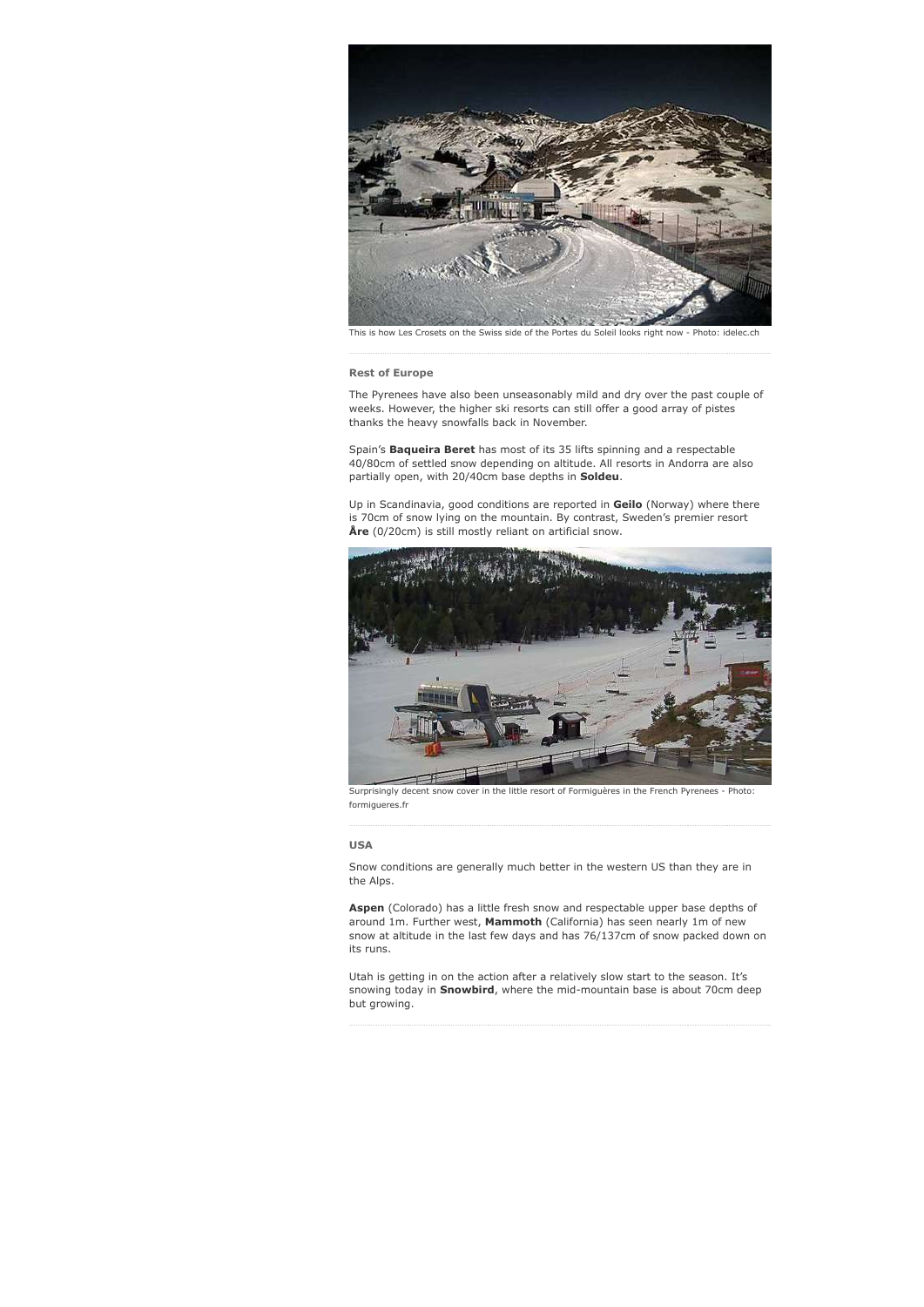This is how Les Crosets on the Swiss side of the Portes du Soleil looks right now - Photo: idelec.ch

### Rest of Europe

The Pyrenees have also been unseasonably mild and dry over the past couple of weeks. However, the higher ski resorts can still offer a good array of pistes thanks the heavy snowfalls back in November.

Spain's **Baqueira Beret** has most of its 35 lifts spinning and a respectable 40/80cm of settled snow depending on altitude. All resorts in Andorra are also partially open, with 20/40cm base depths in **Soldeu**.

Up in Scandinavia, good conditions are reported in **Geilo** (Norway) where there is 70cm of snow lying on the mountain. By contrast, Sweden's premier resort **Åre** (0/20cm) is still mostly reliant on artificial snow.

Surprisingly decent snow cover in the little resort of Formiguères in the French Pyrenees - Photo: formigueres.fr

### USA

Snow conditions are generally much better in the western US than they are in the Alps.

**Aspen** (Colorado) has a little fresh snow and respectable upper base depths of around 1m. Further west, **Mammoth** (California) has seen nearly 1m of new snow at altitude in the last few days and has 76/137cm of snow packed down on its runs.

Utah is getting in on the action after a relatively slow start to the season. It's snowing today in **Snowbird**, where the mid-mountain base is about 70cm deep but growing.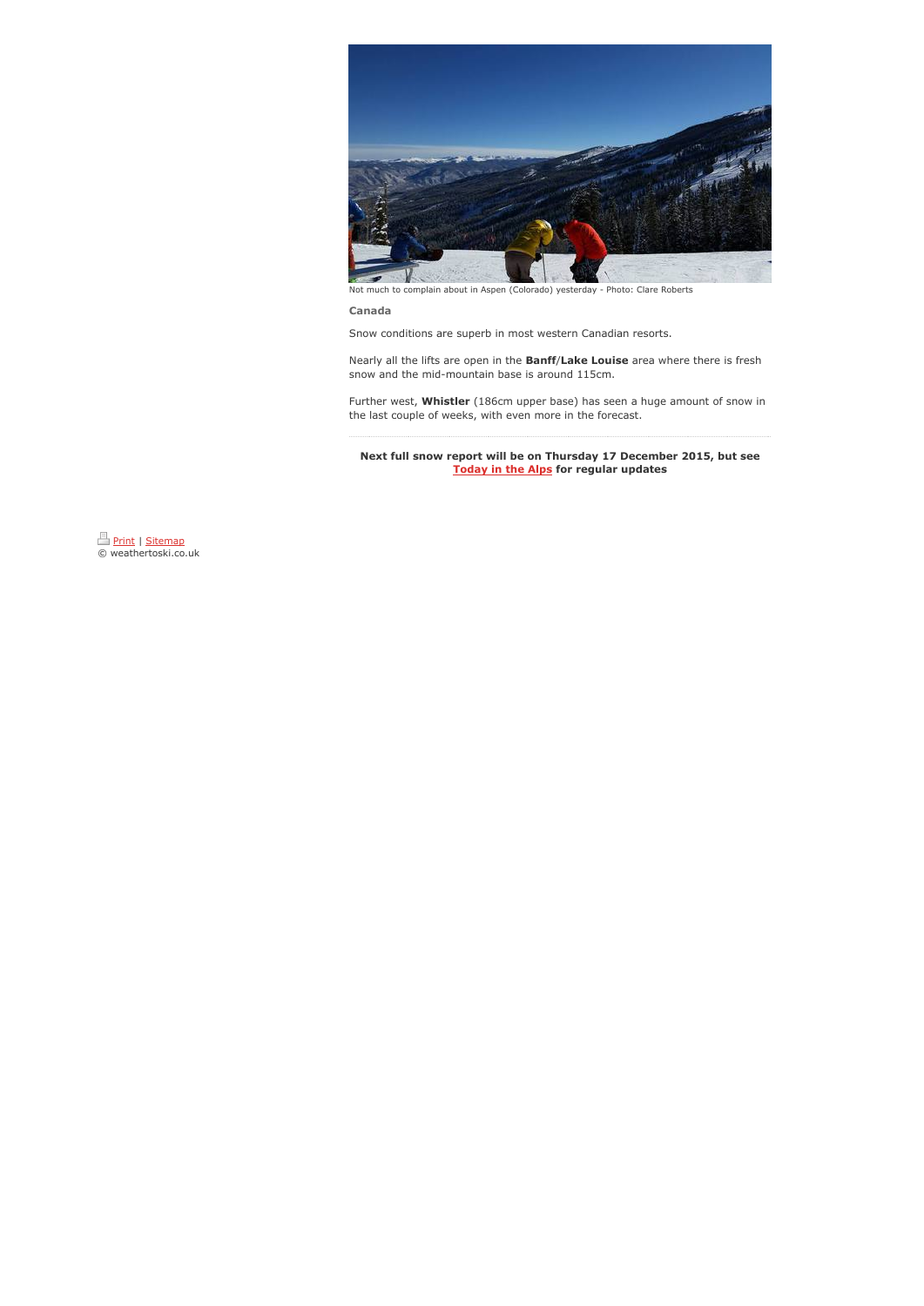Not much to complain about in Aspen (Colorado) yesterday - Photo: Clare Roberts

**Canada**

Snow conditions are superb in most western Canadian resorts.

Nearly all the lifts are open in the **Banff**/**Lake Louise** area where there is fresh snow and the mid-mountain base is around 115cm.

Further west, **Whistler** (186cm upper base) has seen a huge amount of snow in the last couple of weeks, with even more in the forecast.

---

**Next full snow report will be on Thursday 17 December 2015, but see Today in the Alps for regular updates**

Print | Sitemap
© weathertoski.co.uk